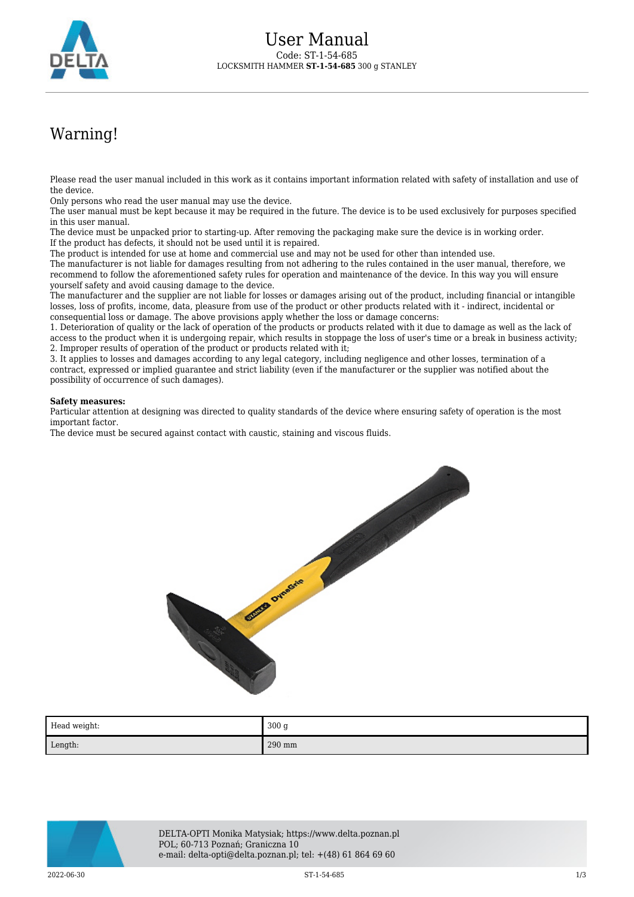# User Manual

Code: ST-1-54-685

LOCKSMITH HAMMER **ST-1-54-685** 300 g STANLEY

## Warning!

Please read the user manual included in this work as it contains important information related with safety of installation and use of the device.
Only persons who read the user manual may use the device.
The user manual must be kept because it may be required in the future. The device is to be used exclusively for purposes specified in this user manual.
The device must be unpacked prior to starting-up. After removing the packaging make sure the device is in working order.
If the product has defects, it should not be used until it is repaired.
The product is intended for use at home and commercial use and may not be used for other than intended use.
The manufacturer is not liable for damages resulting from not adhering to the rules contained in the user manual, therefore, we recommend to follow the aforementioned safety rules for operation and maintenance of the device. In this way you will ensure yourself safety and avoid causing damage to the device.
The manufacturer and the supplier are not liable for losses or damages arising out of the product, including financial or intangible losses, loss of profits, income, data, pleasure from use of the product or other products related with it - indirect, incidental or consequential loss or damage. The above provisions apply whether the loss or damage concerns:
1. Deterioration of quality or the lack of operation of the products or products related with it due to damage as well as the lack of access to the product when it is undergoing repair, which results in stoppage the loss of user's time or a break in business activity;
2. Improper results of operation of the product or products related with it;
3. It applies to losses and damages according to any legal category, including negligence and other losses, termination of a contract, expressed or implied guarantee and strict liability (even if the manufacturer or the supplier was notified about the possibility of occurrence of such damages).

**Safety measures:**
Particular attention at designing was directed to quality standards of the device where ensuring safety of operation is the most important factor.
The device must be secured against contact with caustic, staining and viscous fluids.

| Head weight: | 300 g |
| --- | --- |
| Length: | 290 mm |

DELTA-OPTI Monika Matysiak; https://www.delta.poznan.pl
POL; 60-713 Poznań; Graniczna 10
e-mail: delta-opti@delta.poznan.pl; tel: +(48) 61 864 69 60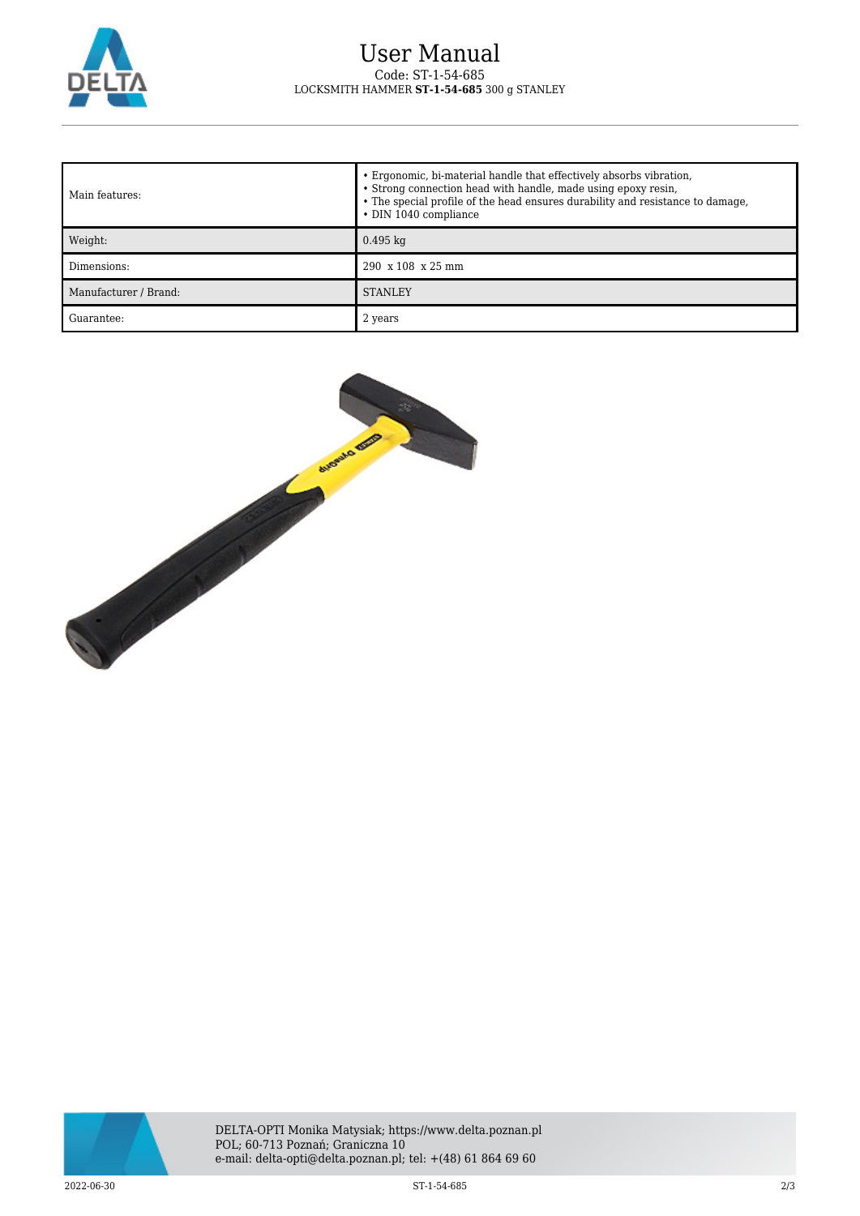# User Manual

Code: ST-1-54-685

LOCKSMITH HAMMER **ST-1-54-685** 300 g STANLEY

| | |
|---|---|
| Main features: | • Ergonomic, bi-material handle that effectively absorbs vibration,<br>• Strong connection head with handle, made using epoxy resin,<br>• The special profile of the head ensures durability and resistance to damage,<br>• DIN 1040 compliance |
| Weight: | 0.495 kg |
| Dimensions: | 290 x 108 x 25 mm |
| Manufacturer / Brand: | STANLEY |
| Guarantee: | 2 years |

DELTA-OPTI Monika Matysiak; https://www.delta.poznan.pl
POL; 60-713 Poznań; Graniczna 10
e-mail: delta-opti@delta.poznan.pl; tel: +(48) 61 864 69 60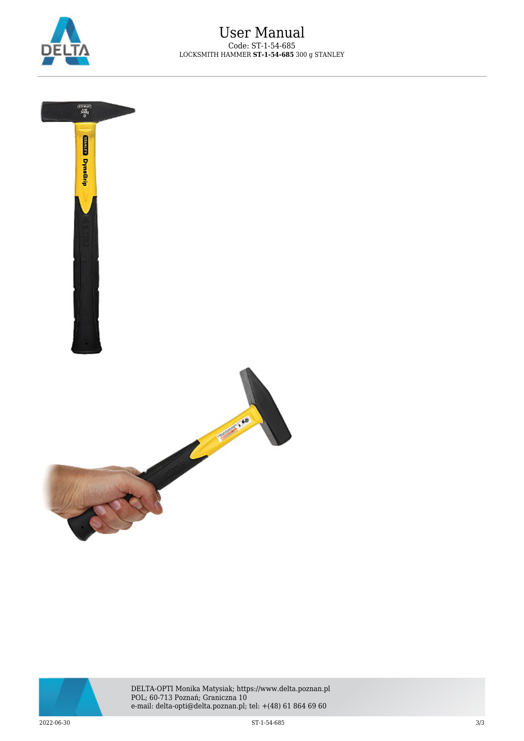# User Manual

Code: ST-1-54-685

LOCKSMITH HAMMER **ST-1-54-685** 300 g STANLEY

DELTA-OPTI Monika Matysiak; https://www.delta.poznan.pl
POL; 60-713 Poznań; Graniczna 10
e-mail: delta-opti@delta.poznan.pl; tel: +(48) 61 864 69 60

2022-06-30

ST-1-54-685